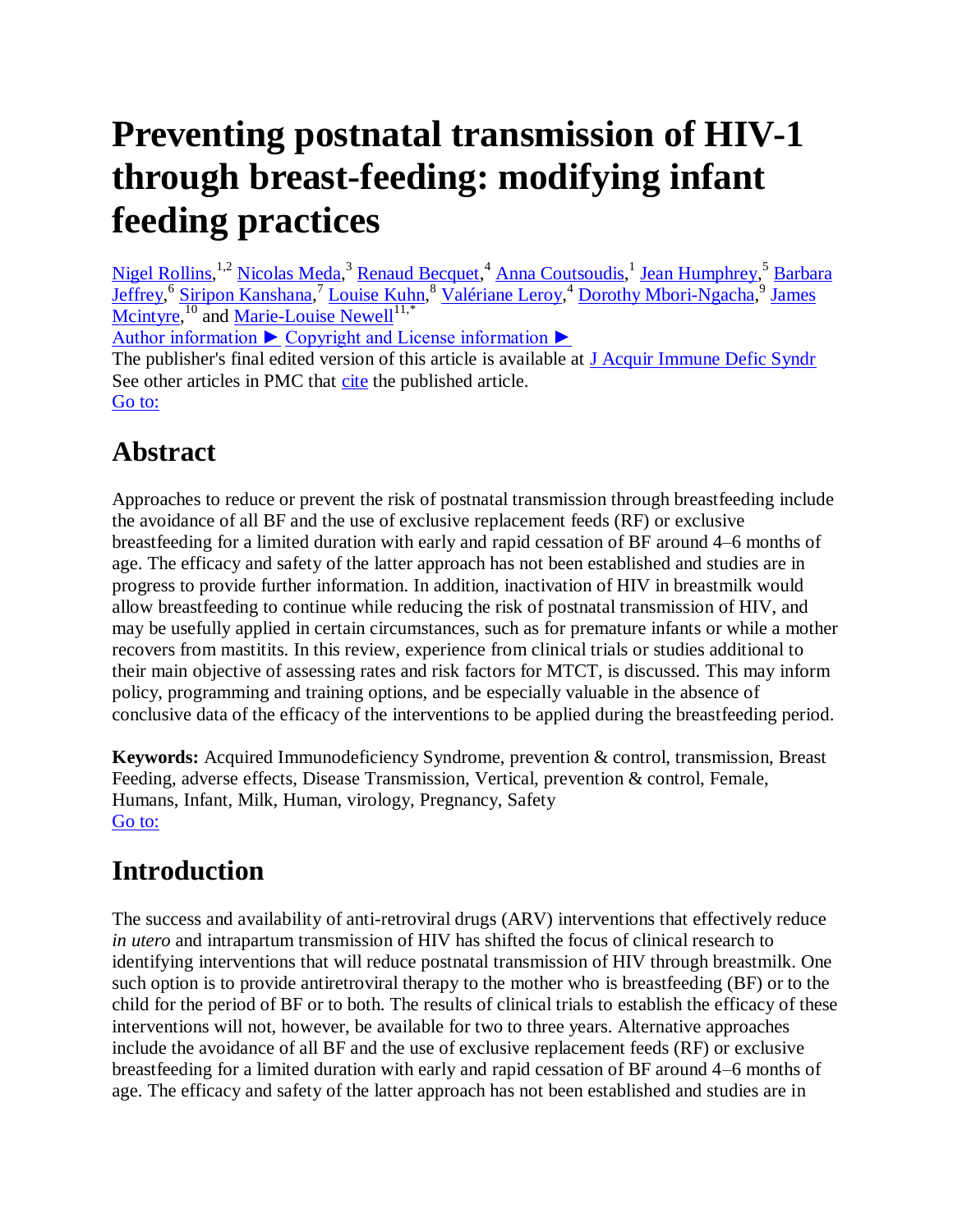# Preventing postnatal transmission of HIV-1 through breast-feeding: modifying infant feeding practices

Nigel Rollins,[1,2] Nicolas Meda,[3] Renaud Becquet,[4] Anna Coutsoudis,[1] Jean Humphrey,[5] Barbara Jeffrey,[6] Siripon Kanshana,[7] Louise Kuhn,[8] Valériane Leroy,[4] Dorothy Mbori-Ngacha,[9] James Mcintyre,[10] and Marie-Louise Newell[11,*]

Author information ► Copyright and License information ►

The publisher's final edited version of this article is available at J Acquir Immune Defic Syndr

See other articles in PMC that cite the published article.

Go to:

## Abstract

Approaches to reduce or prevent the risk of postnatal transmission through breastfeeding include the avoidance of all BF and the use of exclusive replacement feeds (RF) or exclusive breastfeeding for a limited duration with early and rapid cessation of BF around 4–6 months of age. The efficacy and safety of the latter approach has not been established and studies are in progress to provide further information. In addition, inactivation of HIV in breastmilk would allow breastfeeding to continue while reducing the risk of postnatal transmission of HIV, and may be usefully applied in certain circumstances, such as for premature infants or while a mother recovers from mastitis. In this review, experience from clinical trials or studies additional to their main objective of assessing rates and risk factors for MTCT, is discussed. This may inform policy, programming and training options, and be especially valuable in the absence of conclusive data of the efficacy of the interventions to be applied during the breastfeeding period.

**Keywords:** Acquired Immunodeficiency Syndrome, prevention & control, transmission, Breast Feeding, adverse effects, Disease Transmission, Vertical, prevention & control, Female, Humans, Infant, Milk, Human, virology, Pregnancy, Safety

Go to:

## Introduction

The success and availability of anti-retroviral drugs (ARV) interventions that effectively reduce *in utero* and intrapartum transmission of HIV has shifted the focus of clinical research to identifying interventions that will reduce postnatal transmission of HIV through breastmilk. One such option is to provide antiretroviral therapy to the mother who is breastfeeding (BF) or to the child for the period of BF or to both. The results of clinical trials to establish the efficacy of these interventions will not, however, be available for two to three years. Alternative approaches include the avoidance of all BF and the use of exclusive replacement feeds (RF) or exclusive breastfeeding for a limited duration with early and rapid cessation of BF around 4–6 months of age. The efficacy and safety of the latter approach has not been established and studies are in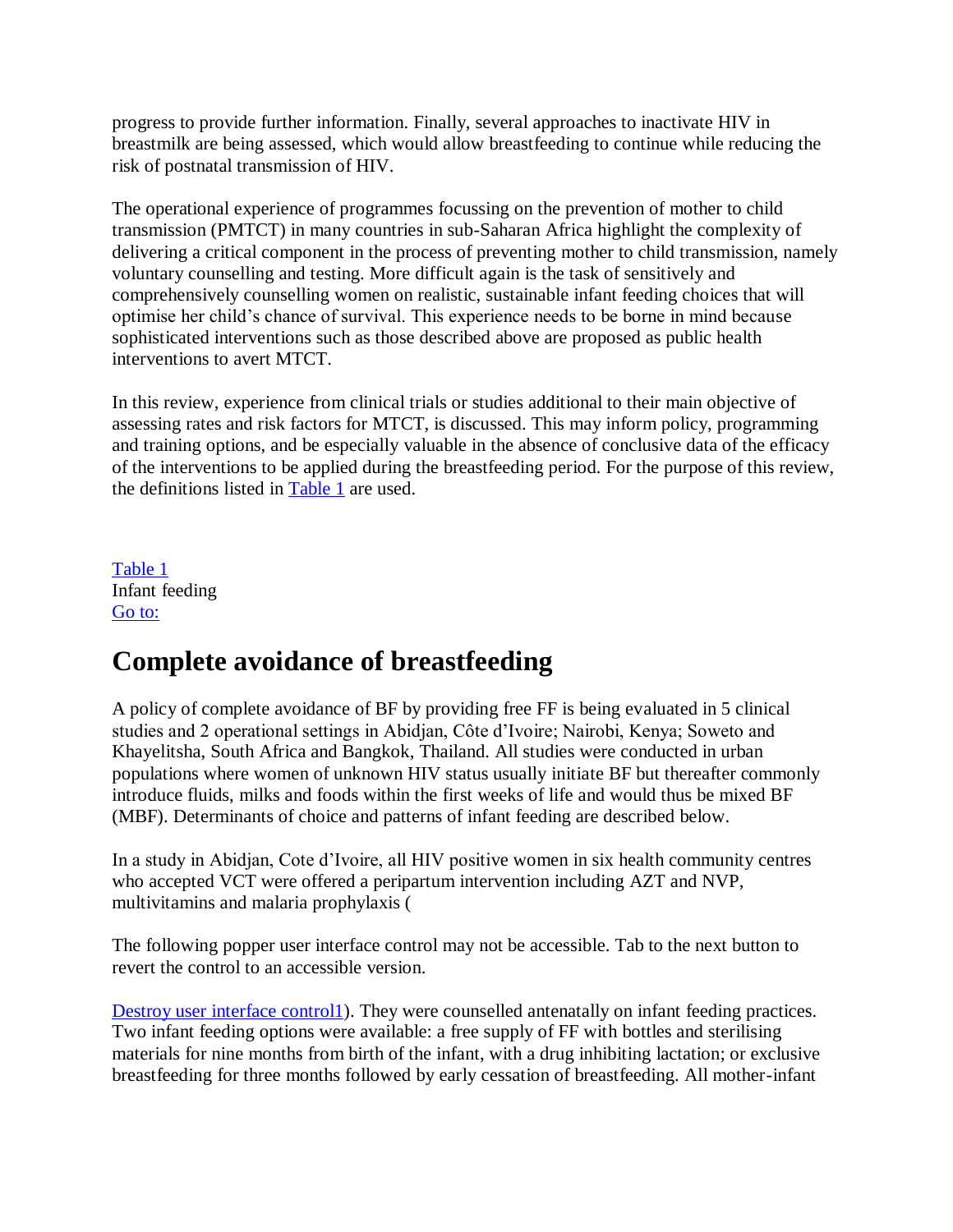progress to provide further information. Finally, several approaches to inactivate HIV in breastmilk are being assessed, which would allow breastfeeding to continue while reducing the risk of postnatal transmission of HIV.

The operational experience of programmes focussing on the prevention of mother to child transmission (PMTCT) in many countries in sub-Saharan Africa highlight the complexity of delivering a critical component in the process of preventing mother to child transmission, namely voluntary counselling and testing. More difficult again is the task of sensitively and comprehensively counselling women on realistic, sustainable infant feeding choices that will optimise her child's chance of survival. This experience needs to be borne in mind because sophisticated interventions such as those described above are proposed as public health interventions to avert MTCT.

In this review, experience from clinical trials or studies additional to their main objective of assessing rates and risk factors for MTCT, is discussed. This may inform policy, programming and training options, and be especially valuable in the absence of conclusive data of the efficacy of the interventions to be applied during the breastfeeding period. For the purpose of this review, the definitions listed in [Table 1] are used.

Table 1
Infant feeding
Go to:

## Complete avoidance of breastfeeding

A policy of complete avoidance of BF by providing free FF is being evaluated in 5 clinical studies and 2 operational settings in Abidjan, Côte d'Ivoire; Nairobi, Kenya; Soweto and Khayelitsha, South Africa and Bangkok, Thailand. All studies were conducted in urban populations where women of unknown HIV status usually initiate BF but thereafter commonly introduce fluids, milks and foods within the first weeks of life and would thus be mixed BF (MBF). Determinants of choice and patterns of infant feeding are described below.

In a study in Abidjan, Cote d'Ivoire, all HIV positive women in six health community centres who accepted VCT were offered a peripartum intervention including AZT and NVP, multivitamins and malaria prophylaxis (

The following popper user interface control may not be accessible. Tab to the next button to revert the control to an accessible version.

Destroy user interface control1). They were counselled antenatally on infant feeding practices. Two infant feeding options were available: a free supply of FF with bottles and sterilising materials for nine months from birth of the infant, with a drug inhibiting lactation; or exclusive breastfeeding for three months followed by early cessation of breastfeeding. All mother-infant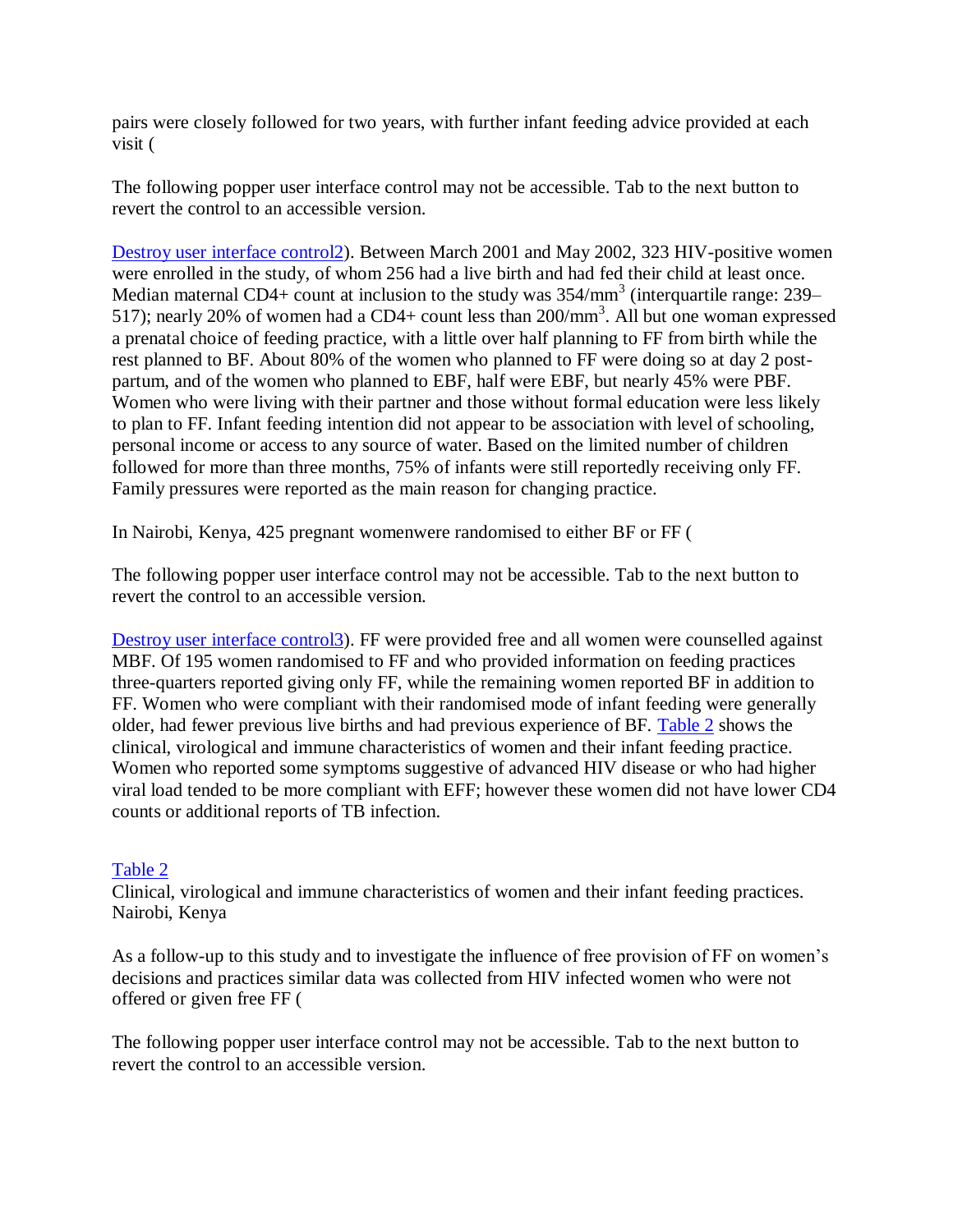pairs were closely followed for two years, with further infant feeding advice provided at each visit (

The following popper user interface control may not be accessible. Tab to the next button to revert the control to an accessible version.

Destroy user interface control2). Between March 2001 and May 2002, 323 HIV-positive women were enrolled in the study, of whom 256 had a live birth and had fed their child at least once. Median maternal CD4+ count at inclusion to the study was 354/mm$^3$ (interquartile range: 239–517); nearly 20% of women had a CD4+ count less than 200/mm$^3$. All but one woman expressed a prenatal choice of feeding practice, with a little over half planning to FF from birth while the rest planned to BF. About 80% of the women who planned to FF were doing so at day 2 post-partum, and of the women who planned to EBF, half were EBF, but nearly 45% were PBF. Women who were living with their partner and those without formal education were less likely to plan to FF. Infant feeding intention did not appear to be association with level of schooling, personal income or access to any source of water. Based on the limited number of children followed for more than three months, 75% of infants were still reportedly receiving only FF. Family pressures were reported as the main reason for changing practice.

In Nairobi, Kenya, 425 pregnant womenwere randomised to either BF or FF (

The following popper user interface control may not be accessible. Tab to the next button to revert the control to an accessible version.

Destroy user interface control3). FF were provided free and all women were counselled against MBF. Of 195 women randomised to FF and who provided information on feeding practices three-quarters reported giving only FF, while the remaining women reported BF in addition to FF. Women who were compliant with their randomised mode of infant feeding were generally older, had fewer previous live births and had previous experience of BF. Table 2 shows the clinical, virological and immune characteristics of women and their infant feeding practice. Women who reported some symptoms suggestive of advanced HIV disease or who had higher viral load tended to be more compliant with EFF; however these women did not have lower CD4 counts or additional reports of TB infection.

Table 2
Clinical, virological and immune characteristics of women and their infant feeding practices. Nairobi, Kenya

As a follow-up to this study and to investigate the influence of free provision of FF on women's decisions and practices similar data was collected from HIV infected women who were not offered or given free FF (

The following popper user interface control may not be accessible. Tab to the next button to revert the control to an accessible version.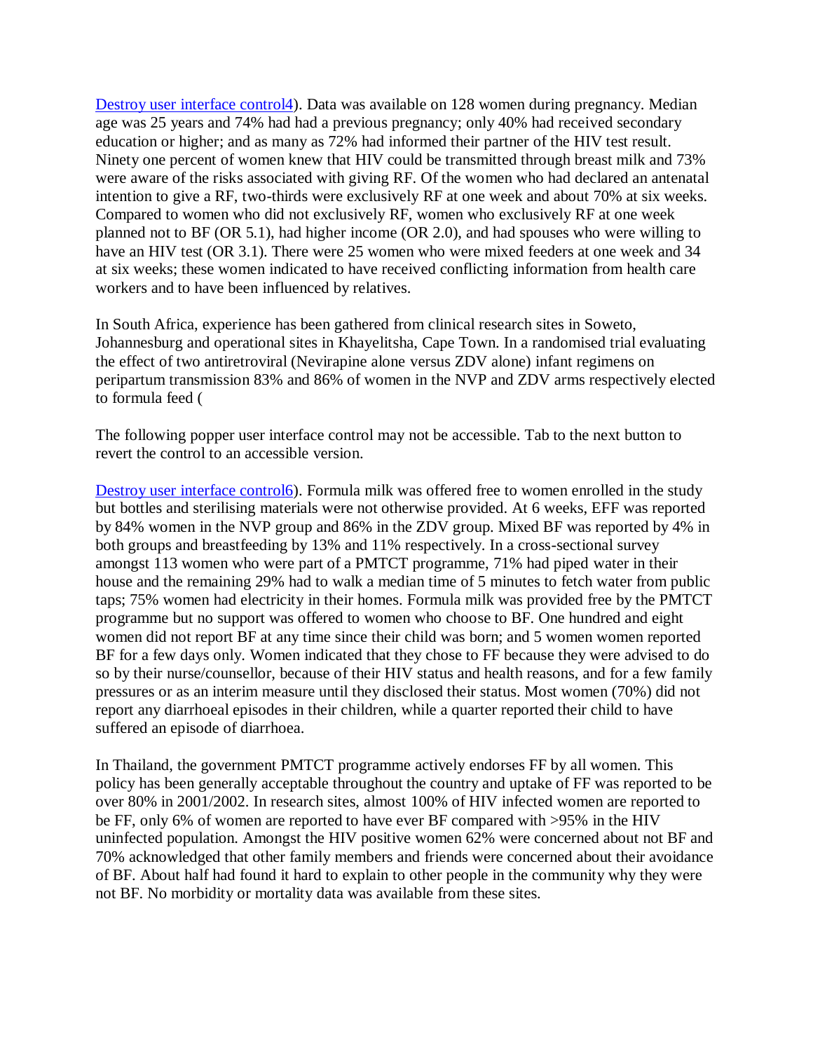Destroy user interface control4). Data was available on 128 women during pregnancy. Median age was 25 years and 74% had had a previous pregnancy; only 40% had received secondary education or higher; and as many as 72% had informed their partner of the HIV test result. Ninety one percent of women knew that HIV could be transmitted through breast milk and 73% were aware of the risks associated with giving RF. Of the women who had declared an antenatal intention to give a RF, two-thirds were exclusively RF at one week and about 70% at six weeks. Compared to women who did not exclusively RF, women who exclusively RF at one week planned not to BF (OR 5.1), had higher income (OR 2.0), and had spouses who were willing to have an HIV test (OR 3.1). There were 25 women who were mixed feeders at one week and 34 at six weeks; these women indicated to have received conflicting information from health care workers and to have been influenced by relatives.

In South Africa, experience has been gathered from clinical research sites in Soweto, Johannesburg and operational sites in Khayelitsha, Cape Town. In a randomised trial evaluating the effect of two antiretroviral (Nevirapine alone versus ZDV alone) infant regimens on peripartum transmission 83% and 86% of women in the NVP and ZDV arms respectively elected to formula feed (

The following popper user interface control may not be accessible. Tab to the next button to revert the control to an accessible version.

Destroy user interface control6). Formula milk was offered free to women enrolled in the study but bottles and sterilising materials were not otherwise provided. At 6 weeks, EFF was reported by 84% women in the NVP group and 86% in the ZDV group. Mixed BF was reported by 4% in both groups and breastfeeding by 13% and 11% respectively. In a cross-sectional survey amongst 113 women who were part of a PMTCT programme, 71% had piped water in their house and the remaining 29% had to walk a median time of 5 minutes to fetch water from public taps; 75% women had electricity in their homes. Formula milk was provided free by the PMTCT programme but no support was offered to women who choose to BF. One hundred and eight women did not report BF at any time since their child was born; and 5 women women reported BF for a few days only. Women indicated that they chose to FF because they were advised to do so by their nurse/counsellor, because of their HIV status and health reasons, and for a few family pressures or as an interim measure until they disclosed their status. Most women (70%) did not report any diarrhoeal episodes in their children, while a quarter reported their child to have suffered an episode of diarrhoea.

In Thailand, the government PMTCT programme actively endorses FF by all women. This policy has been generally acceptable throughout the country and uptake of FF was reported to be over 80% in 2001/2002. In research sites, almost 100% of HIV infected women are reported to be FF, only 6% of women are reported to have ever BF compared with >95% in the HIV uninfected population. Amongst the HIV positive women 62% were concerned about not BF and 70% acknowledged that other family members and friends were concerned about their avoidance of BF. About half had found it hard to explain to other people in the community why they were not BF. No morbidity or mortality data was available from these sites.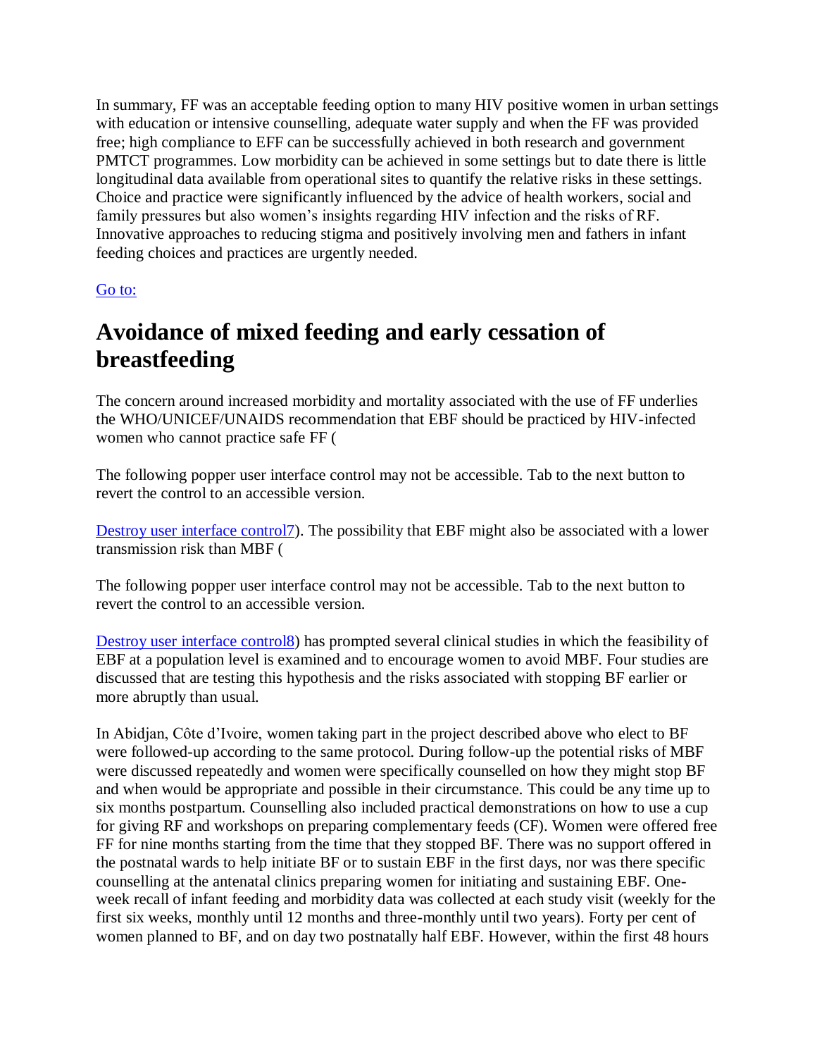In summary, FF was an acceptable feeding option to many HIV positive women in urban settings with education or intensive counselling, adequate water supply and when the FF was provided free; high compliance to EFF can be successfully achieved in both research and government PMTCT programmes. Low morbidity can be achieved in some settings but to date there is little longitudinal data available from operational sites to quantify the relative risks in these settings. Choice and practice were significantly influenced by the advice of health workers, social and family pressures but also women's insights regarding HIV infection and the risks of RF. Innovative approaches to reducing stigma and positively involving men and fathers in infant feeding choices and practices are urgently needed.

Go to:

# Avoidance of mixed feeding and early cessation of breastfeeding

The concern around increased morbidity and mortality associated with the use of FF underlies the WHO/UNICEF/UNAIDS recommendation that EBF should be practiced by HIV-infected women who cannot practice safe FF (

The following popper user interface control may not be accessible. Tab to the next button to revert the control to an accessible version.

Destroy user interface control7). The possibility that EBF might also be associated with a lower transmission risk than MBF (

The following popper user interface control may not be accessible. Tab to the next button to revert the control to an accessible version.

Destroy user interface control8) has prompted several clinical studies in which the feasibility of EBF at a population level is examined and to encourage women to avoid MBF. Four studies are discussed that are testing this hypothesis and the risks associated with stopping BF earlier or more abruptly than usual.

In Abidjan, Côte d'Ivoire, women taking part in the project described above who elect to BF were followed-up according to the same protocol. During follow-up the potential risks of MBF were discussed repeatedly and women were specifically counselled on how they might stop BF and when would be appropriate and possible in their circumstance. This could be any time up to six months postpartum. Counselling also included practical demonstrations on how to use a cup for giving RF and workshops on preparing complementary feeds (CF). Women were offered free FF for nine months starting from the time that they stopped BF. There was no support offered in the postnatal wards to help initiate BF or to sustain EBF in the first days, nor was there specific counselling at the antenatal clinics preparing women for initiating and sustaining EBF. One-week recall of infant feeding and morbidity data was collected at each study visit (weekly for the first six weeks, monthly until 12 months and three-monthly until two years). Forty per cent of women planned to BF, and on day two postnatally half EBF. However, within the first 48 hours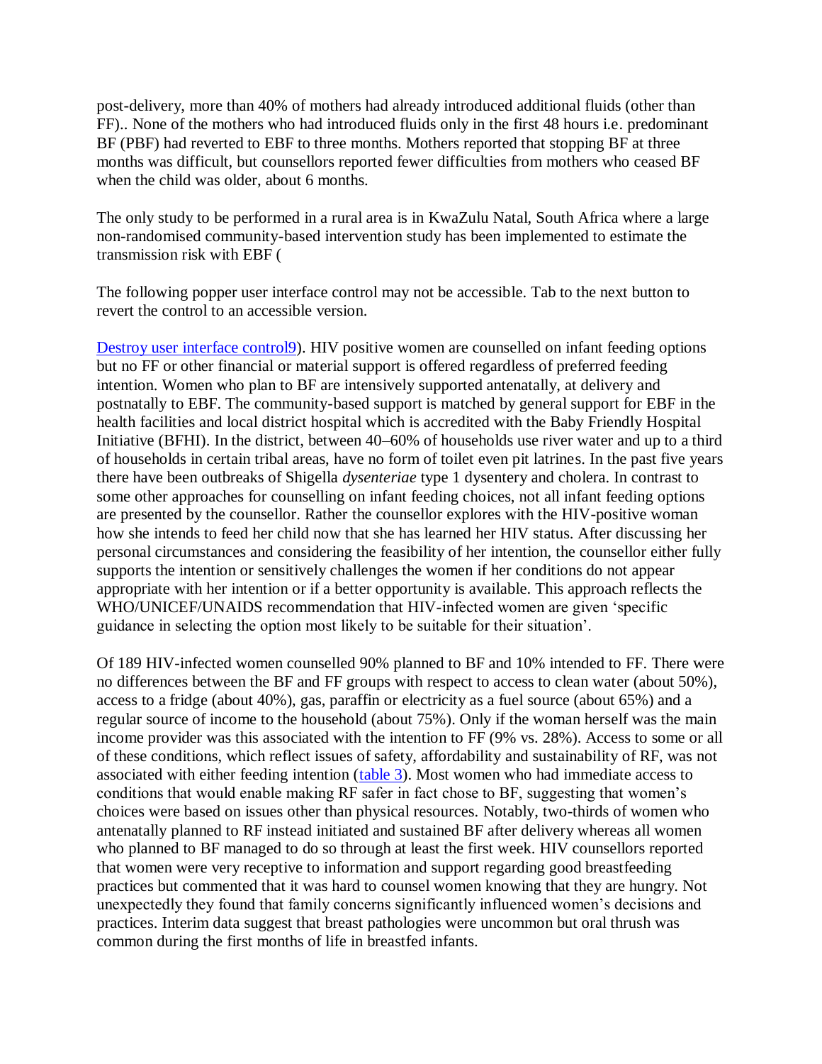post-delivery, more than 40% of mothers had already introduced additional fluids (other than FF).. None of the mothers who had introduced fluids only in the first 48 hours i.e. predominant BF (PBF) had reverted to EBF to three months. Mothers reported that stopping BF at three months was difficult, but counsellors reported fewer difficulties from mothers who ceased BF when the child was older, about 6 months.

The only study to be performed in a rural area is in KwaZulu Natal, South Africa where a large non-randomised community-based intervention study has been implemented to estimate the transmission risk with EBF (

The following popper user interface control may not be accessible. Tab to the next button to revert the control to an accessible version.

Destroy user interface control9). HIV positive women are counselled on infant feeding options but no FF or other financial or material support is offered regardless of preferred feeding intention. Women who plan to BF are intensively supported antenatally, at delivery and postnatally to EBF. The community-based support is matched by general support for EBF in the health facilities and local district hospital which is accredited with the Baby Friendly Hospital Initiative (BFHI). In the district, between 40–60% of households use river water and up to a third of households in certain tribal areas, have no form of toilet even pit latrines. In the past five years there have been outbreaks of Shigella *dysenteriae* type 1 dysentery and cholera. In contrast to some other approaches for counselling on infant feeding choices, not all infant feeding options are presented by the counsellor. Rather the counsellor explores with the HIV-positive woman how she intends to feed her child now that she has learned her HIV status. After discussing her personal circumstances and considering the feasibility of her intention, the counsellor either fully supports the intention or sensitively challenges the women if her conditions do not appear appropriate with her intention or if a better opportunity is available. This approach reflects the WHO/UNICEF/UNAIDS recommendation that HIV-infected women are given 'specific guidance in selecting the option most likely to be suitable for their situation'.

Of 189 HIV-infected women counselled 90% planned to BF and 10% intended to FF. There were no differences between the BF and FF groups with respect to access to clean water (about 50%), access to a fridge (about 40%), gas, paraffin or electricity as a fuel source (about 65%) and a regular source of income to the household (about 75%). Only if the woman herself was the main income provider was this associated with the intention to FF (9% vs. 28%). Access to some or all of these conditions, which reflect issues of safety, affordability and sustainability of RF, was not associated with either feeding intention (table 3). Most women who had immediate access to conditions that would enable making RF safer in fact chose to BF, suggesting that women's choices were based on issues other than physical resources. Notably, two-thirds of women who antenatally planned to RF instead initiated and sustained BF after delivery whereas all women who planned to BF managed to do so through at least the first week. HIV counsellors reported that women were very receptive to information and support regarding good breastfeeding practices but commented that it was hard to counsel women knowing that they are hungry. Not unexpectedly they found that family concerns significantly influenced women's decisions and practices. Interim data suggest that breast pathologies were uncommon but oral thrush was common during the first months of life in breastfed infants.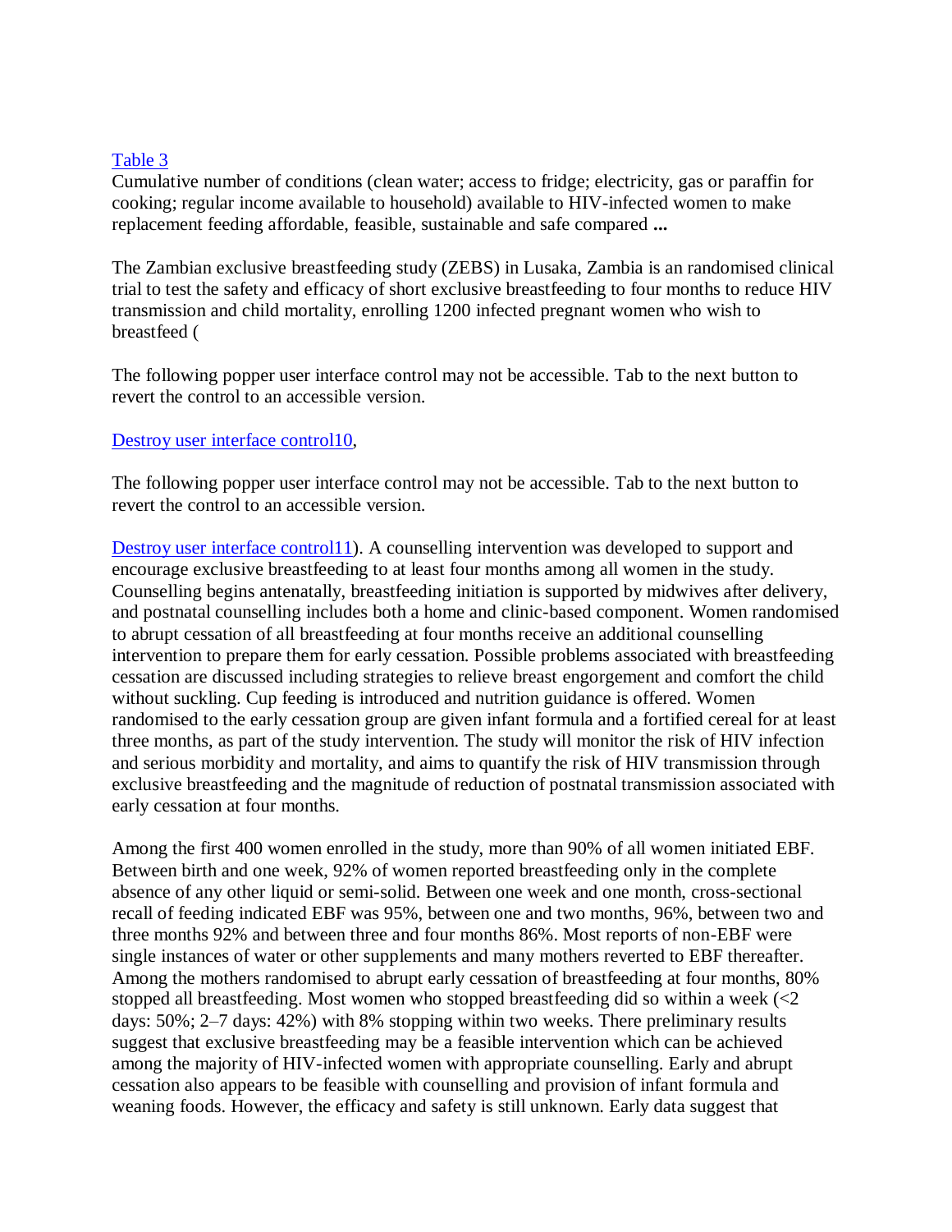[Table 3](#)

Cumulative number of conditions (clean water; access to fridge; electricity, gas or paraffin for cooking; regular income available to household) available to HIV-infected women to make replacement feeding affordable, feasible, sustainable and safe compared **...**

The Zambian exclusive breastfeeding study (ZEBS) in Lusaka, Zambia is an randomised clinical trial to test the safety and efficacy of short exclusive breastfeeding to four months to reduce HIV transmission and child mortality, enrolling 1200 infected pregnant women who wish to breastfeed (

The following popper user interface control may not be accessible. Tab to the next button to revert the control to an accessible version.

[Destroy user interface control10](#),

The following popper user interface control may not be accessible. Tab to the next button to revert the control to an accessible version.

[Destroy user interface control11](#)). A counselling intervention was developed to support and encourage exclusive breastfeeding to at least four months among all women in the study. Counselling begins antenatally, breastfeeding initiation is supported by midwives after delivery, and postnatal counselling includes both a home and clinic-based component. Women randomised to abrupt cessation of all breastfeeding at four months receive an additional counselling intervention to prepare them for early cessation. Possible problems associated with breastfeeding cessation are discussed including strategies to relieve breast engorgement and comfort the child without suckling. Cup feeding is introduced and nutrition guidance is offered. Women randomised to the early cessation group are given infant formula and a fortified cereal for at least three months, as part of the study intervention. The study will monitor the risk of HIV infection and serious morbidity and mortality, and aims to quantify the risk of HIV transmission through exclusive breastfeeding and the magnitude of reduction of postnatal transmission associated with early cessation at four months.

Among the first 400 women enrolled in the study, more than 90% of all women initiated EBF. Between birth and one week, 92% of women reported breastfeeding only in the complete absence of any other liquid or semi-solid. Between one week and one month, cross-sectional recall of feeding indicated EBF was 95%, between one and two months, 96%, between two and three months 92% and between three and four months 86%. Most reports of non-EBF were single instances of water or other supplements and many mothers reverted to EBF thereafter. Among the mothers randomised to abrupt early cessation of breastfeeding at four months, 80% stopped all breastfeeding. Most women who stopped breastfeeding did so within a week (<2 days: 50%; 2–7 days: 42%) with 8% stopping within two weeks. There preliminary results suggest that exclusive breastfeeding may be a feasible intervention which can be achieved among the majority of HIV-infected women with appropriate counselling. Early and abrupt cessation also appears to be feasible with counselling and provision of infant formula and weaning foods. However, the efficacy and safety is still unknown. Early data suggest that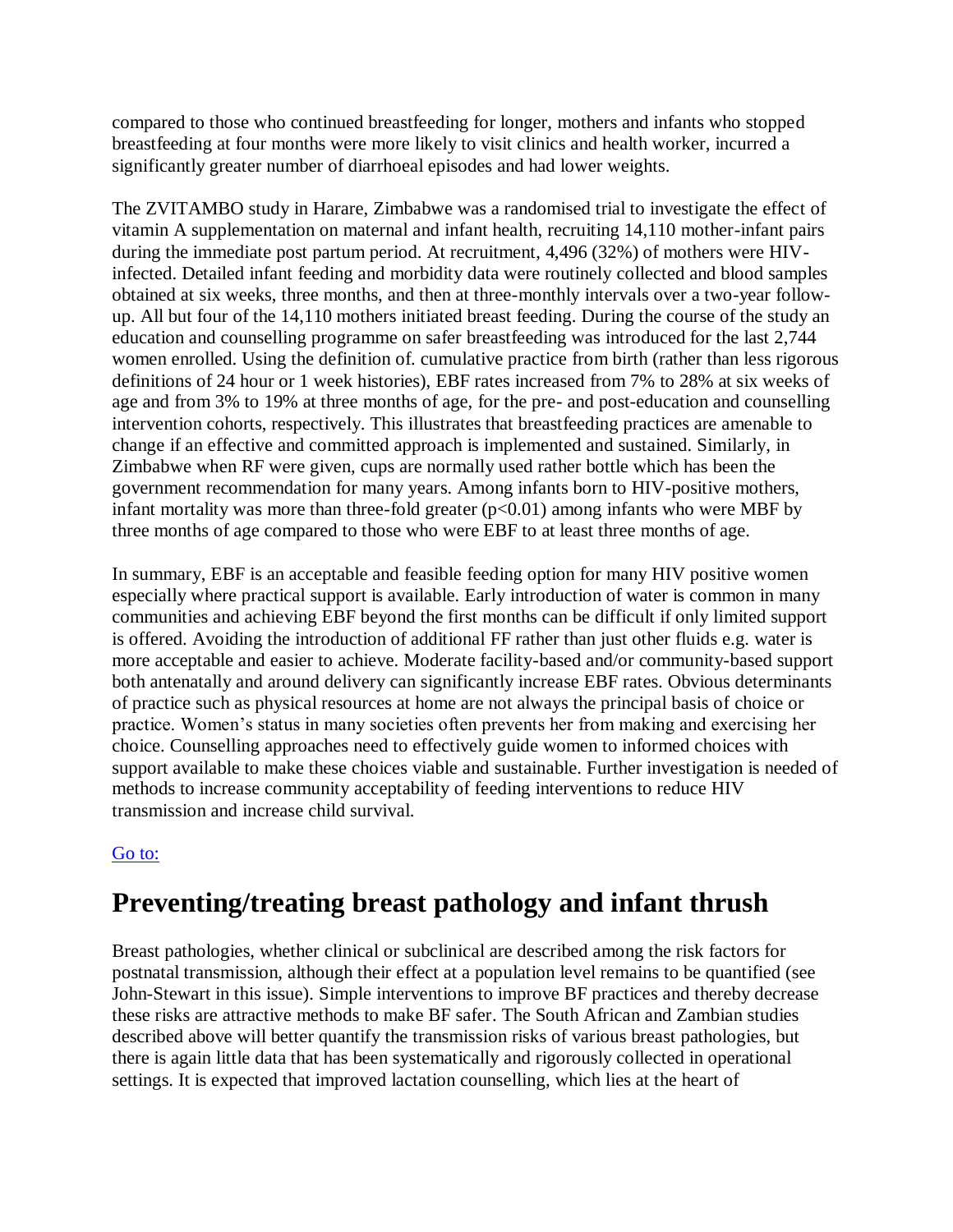compared to those who continued breastfeeding for longer, mothers and infants who stopped breastfeeding at four months were more likely to visit clinics and health worker, incurred a significantly greater number of diarrhoeal episodes and had lower weights.

The ZVITAMBO study in Harare, Zimbabwe was a randomised trial to investigate the effect of vitamin A supplementation on maternal and infant health, recruiting 14,110 mother-infant pairs during the immediate post partum period. At recruitment, 4,496 (32%) of mothers were HIV-infected. Detailed infant feeding and morbidity data were routinely collected and blood samples obtained at six weeks, three months, and then at three-monthly intervals over a two-year follow-up. All but four of the 14,110 mothers initiated breast feeding. During the course of the study an education and counselling programme on safer breastfeeding was introduced for the last 2,744 women enrolled. Using the definition of. cumulative practice from birth (rather than less rigorous definitions of 24 hour or 1 week histories), EBF rates increased from 7% to 28% at six weeks of age and from 3% to 19% at three months of age, for the pre- and post-education and counselling intervention cohorts, respectively. This illustrates that breastfeeding practices are amenable to change if an effective and committed approach is implemented and sustained. Similarly, in Zimbabwe when RF were given, cups are normally used rather bottle which has been the government recommendation for many years. Among infants born to HIV-positive mothers, infant mortality was more than three-fold greater ($p<0.01$) among infants who were MBF by three months of age compared to those who were EBF to at least three months of age.

In summary, EBF is an acceptable and feasible feeding option for many HIV positive women especially where practical support is available. Early introduction of water is common in many communities and achieving EBF beyond the first months can be difficult if only limited support is offered. Avoiding the introduction of additional FF rather than just other fluids e.g. water is more acceptable and easier to achieve. Moderate facility-based and/or community-based support both antenatally and around delivery can significantly increase EBF rates. Obvious determinants of practice such as physical resources at home are not always the principal basis of choice or practice. Women's status in many societies often prevents her from making and exercising her choice. Counselling approaches need to effectively guide women to informed choices with support available to make these choices viable and sustainable. Further investigation is needed of methods to increase community acceptability of feeding interventions to reduce HIV transmission and increase child survival.

Go to:

## Preventing/treating breast pathology and infant thrush

Breast pathologies, whether clinical or subclinical are described among the risk factors for postnatal transmission, although their effect at a population level remains to be quantified (see John-Stewart in this issue). Simple interventions to improve BF practices and thereby decrease these risks are attractive methods to make BF safer. The South African and Zambian studies described above will better quantify the transmission risks of various breast pathologies, but there is again little data that has been systematically and rigorously collected in operational settings. It is expected that improved lactation counselling, which lies at the heart of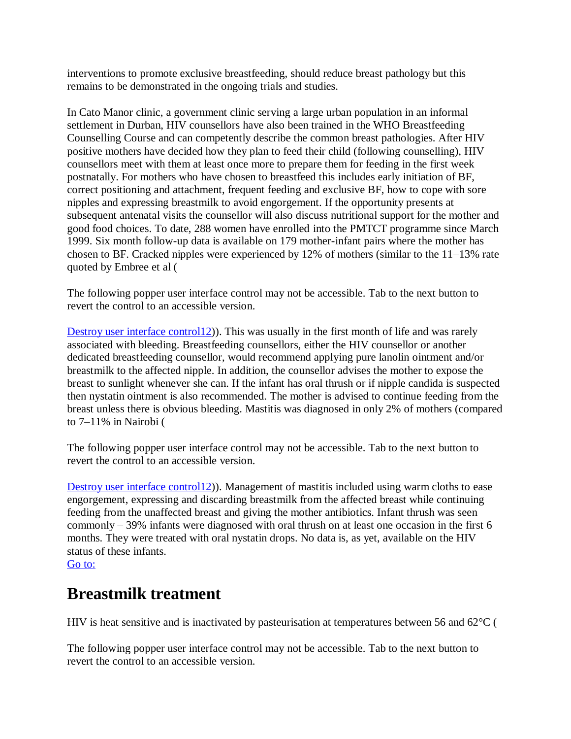interventions to promote exclusive breastfeeding, should reduce breast pathology but this remains to be demonstrated in the ongoing trials and studies.

In Cato Manor clinic, a government clinic serving a large urban population in an informal settlement in Durban, HIV counsellors have also been trained in the WHO Breastfeeding Counselling Course and can competently describe the common breast pathologies. After HIV positive mothers have decided how they plan to feed their child (following counselling), HIV counsellors meet with them at least once more to prepare them for feeding in the first week postnatally. For mothers who have chosen to breastfeed this includes early initiation of BF, correct positioning and attachment, frequent feeding and exclusive BF, how to cope with sore nipples and expressing breastmilk to avoid engorgement. If the opportunity presents at subsequent antenatal visits the counsellor will also discuss nutritional support for the mother and good food choices. To date, 288 women have enrolled into the PMTCT programme since March 1999. Six month follow-up data is available on 179 mother-infant pairs where the mother has chosen to BF. Cracked nipples were experienced by 12% of mothers (similar to the 11–13% rate quoted by Embree et al (

The following popper user interface control may not be accessible. Tab to the next button to revert the control to an accessible version.

Destroy user interface control12)). This was usually in the first month of life and was rarely associated with bleeding. Breastfeeding counsellors, either the HIV counsellor or another dedicated breastfeeding counsellor, would recommend applying pure lanolin ointment and/or breastmilk to the affected nipple. In addition, the counsellor advises the mother to expose the breast to sunlight whenever she can. If the infant has oral thrush or if nipple candida is suspected then nystatin ointment is also recommended. The mother is advised to continue feeding from the breast unless there is obvious bleeding. Mastitis was diagnosed in only 2% of mothers (compared to 7–11% in Nairobi (

The following popper user interface control may not be accessible. Tab to the next button to revert the control to an accessible version.

Destroy user interface control12)). Management of mastitis included using warm cloths to ease engorgement, expressing and discarding breastmilk from the affected breast while continuing feeding from the unaffected breast and giving the mother antibiotics. Infant thrush was seen commonly – 39% infants were diagnosed with oral thrush on at least one occasion in the first 6 months. They were treated with oral nystatin drops. No data is, as yet, available on the HIV status of these infants.
Go to:

## Breastmilk treatment

HIV is heat sensitive and is inactivated by pasteurisation at temperatures between 56 and 62°C (

The following popper user interface control may not be accessible. Tab to the next button to revert the control to an accessible version.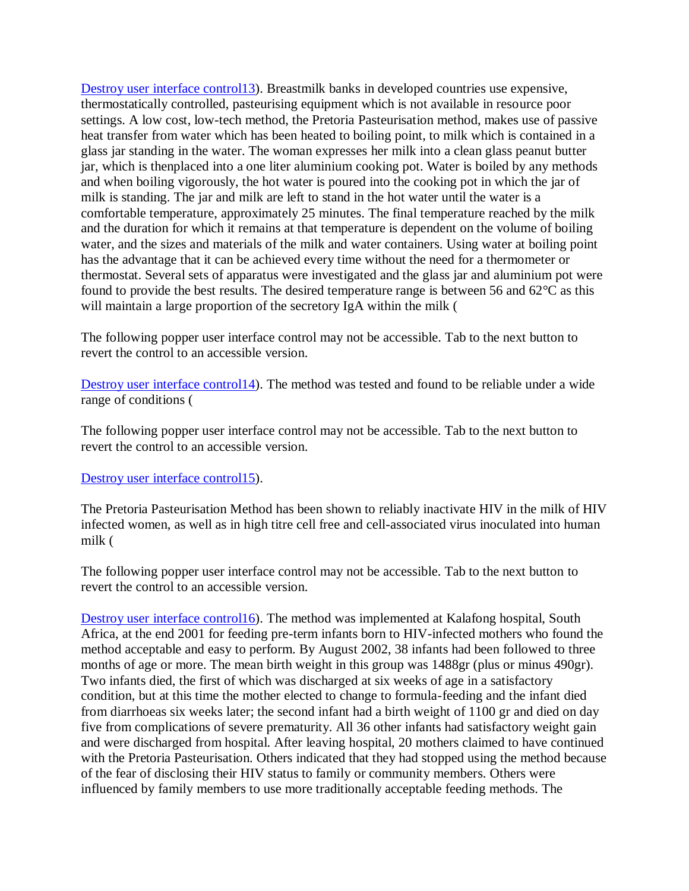Destroy user interface control13). Breastmilk banks in developed countries use expensive, thermostatically controlled, pasteurising equipment which is not available in resource poor settings. A low cost, low-tech method, the Pretoria Pasteurisation method, makes use of passive heat transfer from water which has been heated to boiling point, to milk which is contained in a glass jar standing in the water. The woman expresses her milk into a clean glass peanut butter jar, which is thenplaced into a one liter aluminium cooking pot. Water is boiled by any methods and when boiling vigorously, the hot water is poured into the cooking pot in which the jar of milk is standing. The jar and milk are left to stand in the hot water until the water is a comfortable temperature, approximately 25 minutes. The final temperature reached by the milk and the duration for which it remains at that temperature is dependent on the volume of boiling water, and the sizes and materials of the milk and water containers. Using water at boiling point has the advantage that it can be achieved every time without the need for a thermometer or thermostat. Several sets of apparatus were investigated and the glass jar and aluminium pot were found to provide the best results. The desired temperature range is between 56 and 62°C as this will maintain a large proportion of the secretory IgA within the milk (

The following popper user interface control may not be accessible. Tab to the next button to revert the control to an accessible version.

Destroy user interface control14). The method was tested and found to be reliable under a wide range of conditions (

The following popper user interface control may not be accessible. Tab to the next button to revert the control to an accessible version.

Destroy user interface control15).

The Pretoria Pasteurisation Method has been shown to reliably inactivate HIV in the milk of HIV infected women, as well as in high titre cell free and cell-associated virus inoculated into human milk (

The following popper user interface control may not be accessible. Tab to the next button to revert the control to an accessible version.

Destroy user interface control16). The method was implemented at Kalafong hospital, South Africa, at the end 2001 for feeding pre-term infants born to HIV-infected mothers who found the method acceptable and easy to perform. By August 2002, 38 infants had been followed to three months of age or more. The mean birth weight in this group was 1488gr (plus or minus 490gr). Two infants died, the first of which was discharged at six weeks of age in a satisfactory condition, but at this time the mother elected to change to formula-feeding and the infant died from diarrhoeas six weeks later; the second infant had a birth weight of 1100 gr and died on day five from complications of severe prematurity. All 36 other infants had satisfactory weight gain and were discharged from hospital. After leaving hospital, 20 mothers claimed to have continued with the Pretoria Pasteurisation. Others indicated that they had stopped using the method because of the fear of disclosing their HIV status to family or community members. Others were influenced by family members to use more traditionally acceptable feeding methods. The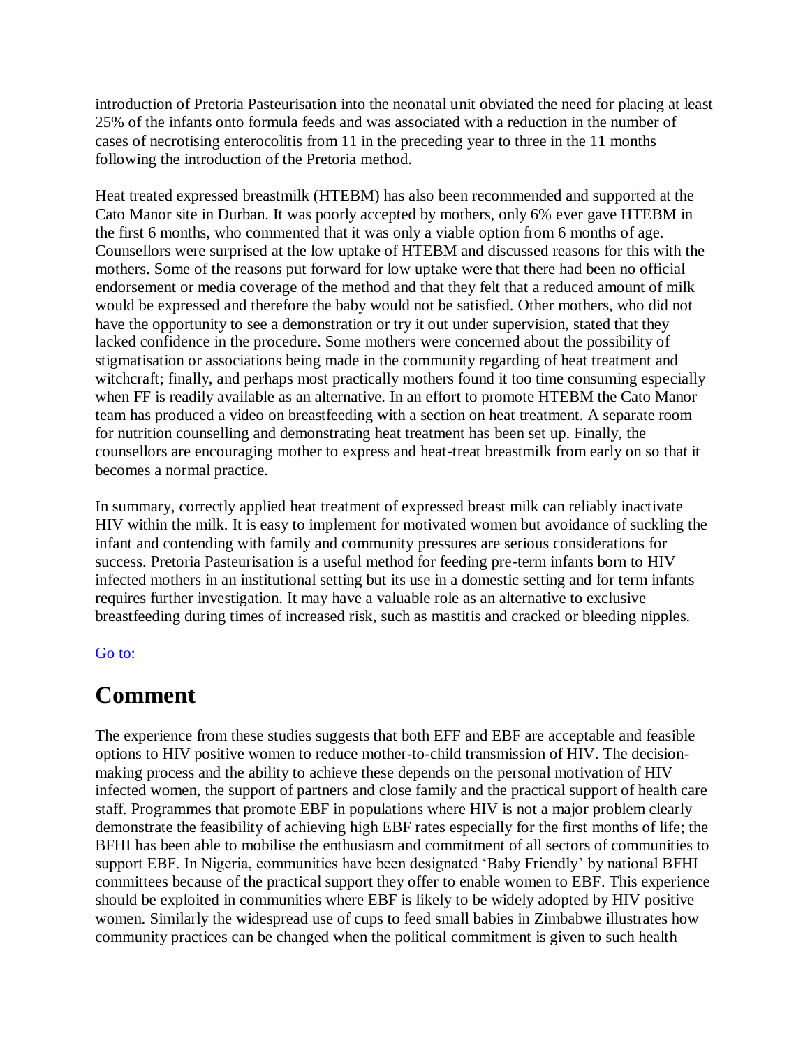introduction of Pretoria Pasteurisation into the neonatal unit obviated the need for placing at least 25% of the infants onto formula feeds and was associated with a reduction in the number of cases of necrotising enterocolitis from 11 in the preceding year to three in the 11 months following the introduction of the Pretoria method.

Heat treated expressed breastmilk (HTEBM) has also been recommended and supported at the Cato Manor site in Durban. It was poorly accepted by mothers, only 6% ever gave HTEBM in the first 6 months, who commented that it was only a viable option from 6 months of age. Counsellors were surprised at the low uptake of HTEBM and discussed reasons for this with the mothers. Some of the reasons put forward for low uptake were that there had been no official endorsement or media coverage of the method and that they felt that a reduced amount of milk would be expressed and therefore the baby would not be satisfied. Other mothers, who did not have the opportunity to see a demonstration or try it out under supervision, stated that they lacked confidence in the procedure. Some mothers were concerned about the possibility of stigmatisation or associations being made in the community regarding of heat treatment and witchcraft; finally, and perhaps most practically mothers found it too time consuming especially when FF is readily available as an alternative. In an effort to promote HTEBM the Cato Manor team has produced a video on breastfeeding with a section on heat treatment. A separate room for nutrition counselling and demonstrating heat treatment has been set up. Finally, the counsellors are encouraging mother to express and heat-treat breastmilk from early on so that it becomes a normal practice.

In summary, correctly applied heat treatment of expressed breast milk can reliably inactivate HIV within the milk. It is easy to implement for motivated women but avoidance of suckling the infant and contending with family and community pressures are serious considerations for success. Pretoria Pasteurisation is a useful method for feeding pre-term infants born to HIV infected mothers in an institutional setting but its use in a domestic setting and for term infants requires further investigation. It may have a valuable role as an alternative to exclusive breastfeeding during times of increased risk, such as mastitis and cracked or bleeding nipples.

Go to:

## Comment

The experience from these studies suggests that both EFF and EBF are acceptable and feasible options to HIV positive women to reduce mother-to-child transmission of HIV. The decision-making process and the ability to achieve these depends on the personal motivation of HIV infected women, the support of partners and close family and the practical support of health care staff. Programmes that promote EBF in populations where HIV is not a major problem clearly demonstrate the feasibility of achieving high EBF rates especially for the first months of life; the BFHI has been able to mobilise the enthusiasm and commitment of all sectors of communities to support EBF. In Nigeria, communities have been designated 'Baby Friendly' by national BFHI committees because of the practical support they offer to enable women to EBF. This experience should be exploited in communities where EBF is likely to be widely adopted by HIV positive women. Similarly the widespread use of cups to feed small babies in Zimbabwe illustrates how community practices can be changed when the political commitment is given to such health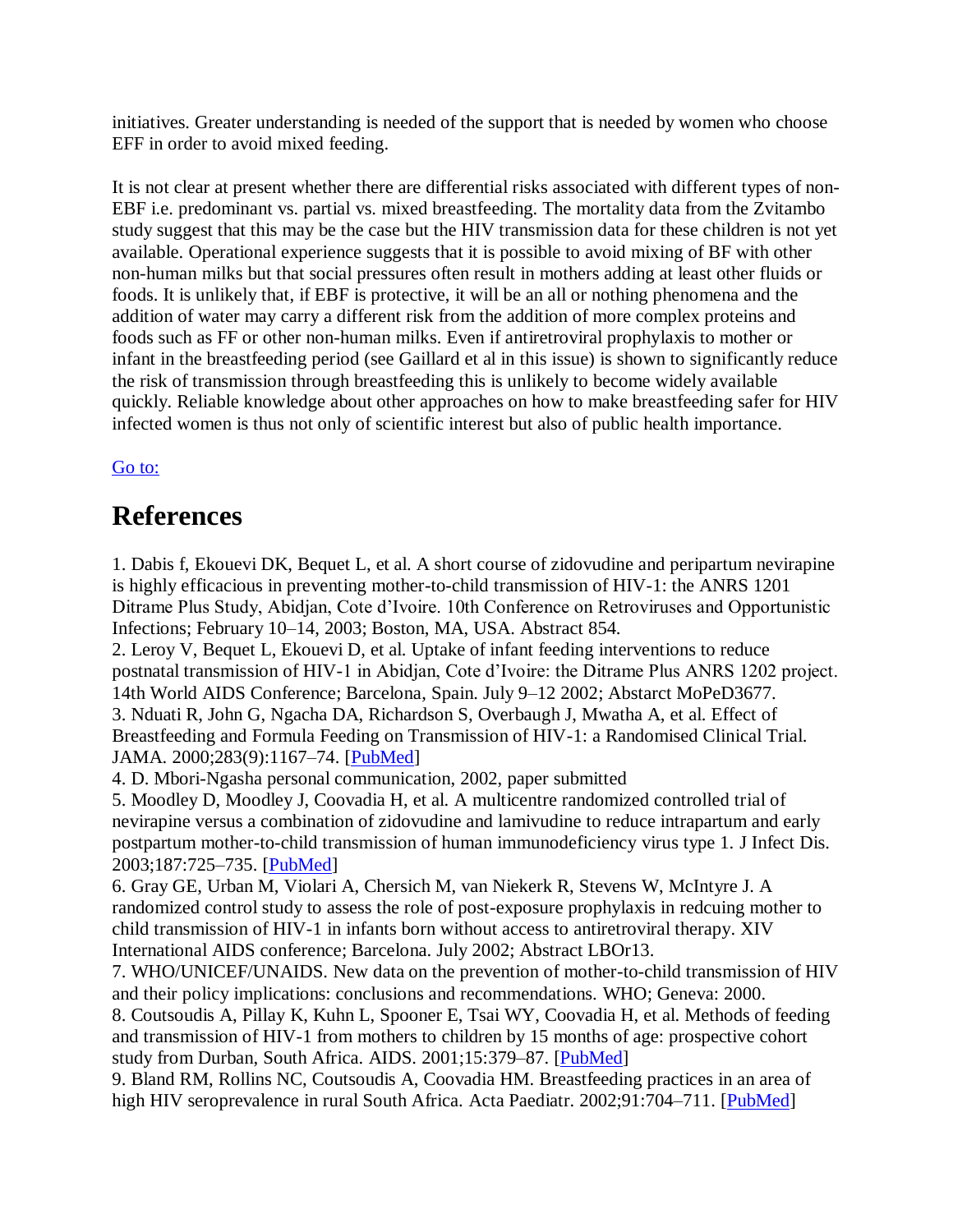initiatives. Greater understanding is needed of the support that is needed by women who choose EFF in order to avoid mixed feeding.

It is not clear at present whether there are differential risks associated with different types of non-EBF i.e. predominant vs. partial vs. mixed breastfeeding. The mortality data from the Zvitambo study suggest that this may be the case but the HIV transmission data for these children is not yet available. Operational experience suggests that it is possible to avoid mixing of BF with other non-human milks but that social pressures often result in mothers adding at least other fluids or foods. It is unlikely that, if EBF is protective, it will be an all or nothing phenomena and the addition of water may carry a different risk from the addition of more complex proteins and foods such as FF or other non-human milks. Even if antiretroviral prophylaxis to mother or infant in the breastfeeding period (see Gaillard et al in this issue) is shown to significantly reduce the risk of transmission through breastfeeding this is unlikely to become widely available quickly. Reliable knowledge about other approaches on how to make breastfeeding safer for HIV infected women is thus not only of scientific interest but also of public health importance.

Go to:

## References

1. Dabis f, Ekouevi DK, Bequet L, et al. A short course of zidovudine and peripartum nevirapine is highly efficacious in preventing mother-to-child transmission of HIV-1: the ANRS 1201 Ditrame Plus Study, Abidjan, Cote d'Ivoire. 10th Conference on Retroviruses and Opportunistic Infections; February 10–14, 2003; Boston, MA, USA. Abstract 854.
2. Leroy V, Bequet L, Ekouevi D, et al. Uptake of infant feeding interventions to reduce postnatal transmission of HIV-1 in Abidjan, Cote d'Ivoire: the Ditrame Plus ANRS 1202 project. 14th World AIDS Conference; Barcelona, Spain. July 9–12 2002; Abstarct MoPeD3677.
3. Nduati R, John G, Ngacha DA, Richardson S, Overbaugh J, Mwatha A, et al. Effect of Breastfeeding and Formula Feeding on Transmission of HIV-1: a Randomised Clinical Trial. JAMA. 2000;283(9):1167–74. [PubMed]
4. D. Mbori-Ngasha personal communication, 2002, paper submitted
5. Moodley D, Moodley J, Coovadia H, et al. A multicentre randomized controlled trial of nevirapine versus a combination of zidovudine and lamivudine to reduce intrapartum and early postpartum mother-to-child transmission of human immunodeficiency virus type 1. J Infect Dis. 2003;187:725–735. [PubMed]
6. Gray GE, Urban M, Violari A, Chersich M, van Niekerk R, Stevens W, McIntyre J. A randomized control study to assess the role of post-exposure prophylaxis in redcuing mother to child transmission of HIV-1 in infants born without access to antiretroviral therapy. XIV International AIDS conference; Barcelona. July 2002; Abstract LBOr13.
7. WHO/UNICEF/UNAIDS. New data on the prevention of mother-to-child transmission of HIV and their policy implications: conclusions and recommendations. WHO; Geneva: 2000.
8. Coutsoudis A, Pillay K, Kuhn L, Spooner E, Tsai WY, Coovadia H, et al. Methods of feeding and transmission of HIV-1 from mothers to children by 15 months of age: prospective cohort study from Durban, South Africa. AIDS. 2001;15:379–87. [PubMed]
9. Bland RM, Rollins NC, Coutsoudis A, Coovadia HM. Breastfeeding practices in an area of high HIV seroprevalence in rural South Africa. Acta Paediatr. 2002;91:704–711. [PubMed]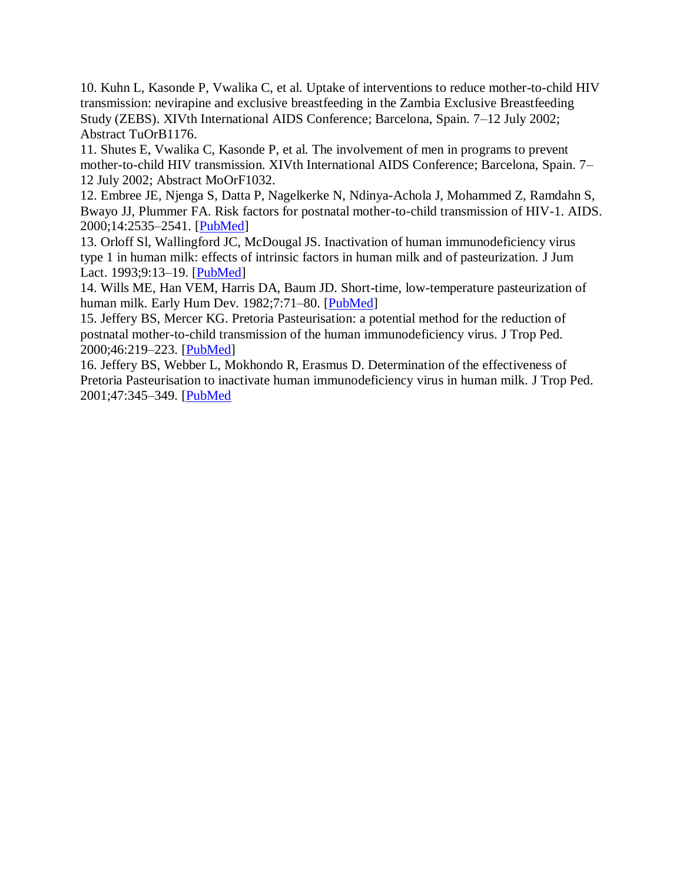10. Kuhn L, Kasonde P, Vwalika C, et al. Uptake of interventions to reduce mother-to-child HIV transmission: nevirapine and exclusive breastfeeding in the Zambia Exclusive Breastfeeding Study (ZEBS). XIVth International AIDS Conference; Barcelona, Spain. 7–12 July 2002; Abstract TuOrB1176.

11. Shutes E, Vwalika C, Kasonde P, et al. The involvement of men in programs to prevent mother-to-child HIV transmission. XIVth International AIDS Conference; Barcelona, Spain. 7–12 July 2002; Abstract MoOrF1032.

12. Embree JE, Njenga S, Datta P, Nagelkerke N, Ndinya-Achola J, Mohammed Z, Ramdahn S, Bwayo JJ, Plummer FA. Risk factors for postnatal mother-to-child transmission of HIV-1. AIDS. 2000;14:2535–2541. [PubMed]

13. Orloff Sl, Wallingford JC, McDougal JS. Inactivation of human immunodeficiency virus type 1 in human milk: effects of intrinsic factors in human milk and of pasteurization. J Jum Lact. 1993;9:13–19. [PubMed]

14. Wills ME, Han VEM, Harris DA, Baum JD. Short-time, low-temperature pasteurization of human milk. Early Hum Dev. 1982;7:71–80. [PubMed]

15. Jeffery BS, Mercer KG. Pretoria Pasteurisation: a potential method for the reduction of postnatal mother-to-child transmission of the human immunodeficiency virus. J Trop Ped. 2000;46:219–223. [PubMed]

16. Jeffery BS, Webber L, Mokhondo R, Erasmus D. Determination of the effectiveness of Pretoria Pasteurisation to inactivate human immunodeficiency virus in human milk. J Trop Ped. 2001;47:345–349. [PubMed